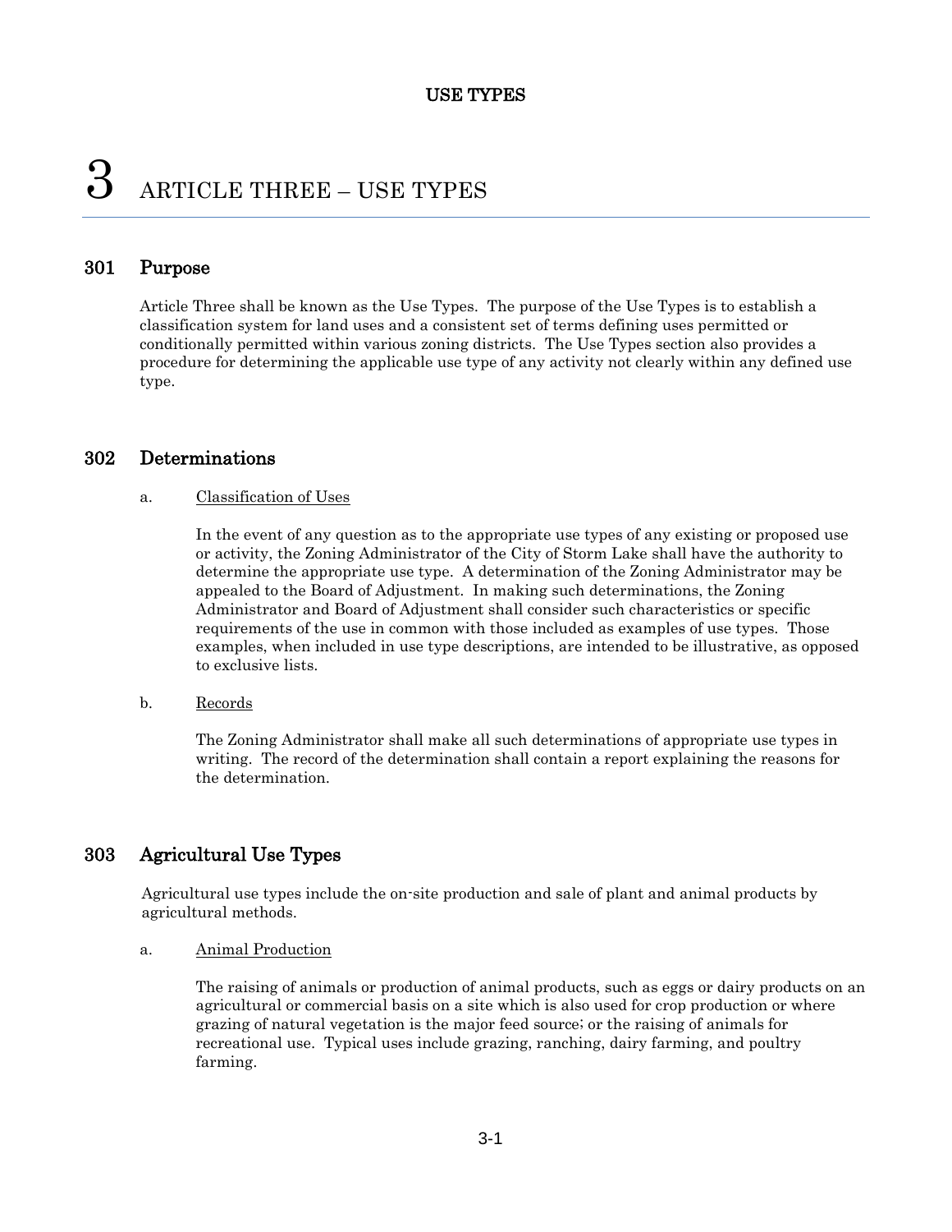# 3 ARTICLE THREE – USE TYPES

## 301 Purpose

Article Three shall be known as the Use Types. The purpose of the Use Types is to establish a classification system for land uses and a consistent set of terms defining uses permitted or conditionally permitted within various zoning districts. The Use Types section also provides a procedure for determining the applicable use type of any activity not clearly within any defined use type.

## 302 Determinations

a. Classification of Uses

In the event of any question as to the appropriate use types of any existing or proposed use or activity, the Zoning Administrator of the City of Storm Lake shall have the authority to determine the appropriate use type. A determination of the Zoning Administrator may be appealed to the Board of Adjustment. In making such determinations, the Zoning Administrator and Board of Adjustment shall consider such characteristics or specific requirements of the use in common with those included as examples of use types. Those examples, when included in use type descriptions, are intended to be illustrative, as opposed to exclusive lists.

b. Records

The Zoning Administrator shall make all such determinations of appropriate use types in writing. The record of the determination shall contain a report explaining the reasons for the determination.

## 303 Agricultural Use Types

Agricultural use types include the on-site production and sale of plant and animal products by agricultural methods.

a. Animal Production

The raising of animals or production of animal products, such as eggs or dairy products on an agricultural or commercial basis on a site which is also used for crop production or where grazing of natural vegetation is the major feed source; or the raising of animals for recreational use. Typical uses include grazing, ranching, dairy farming, and poultry farming.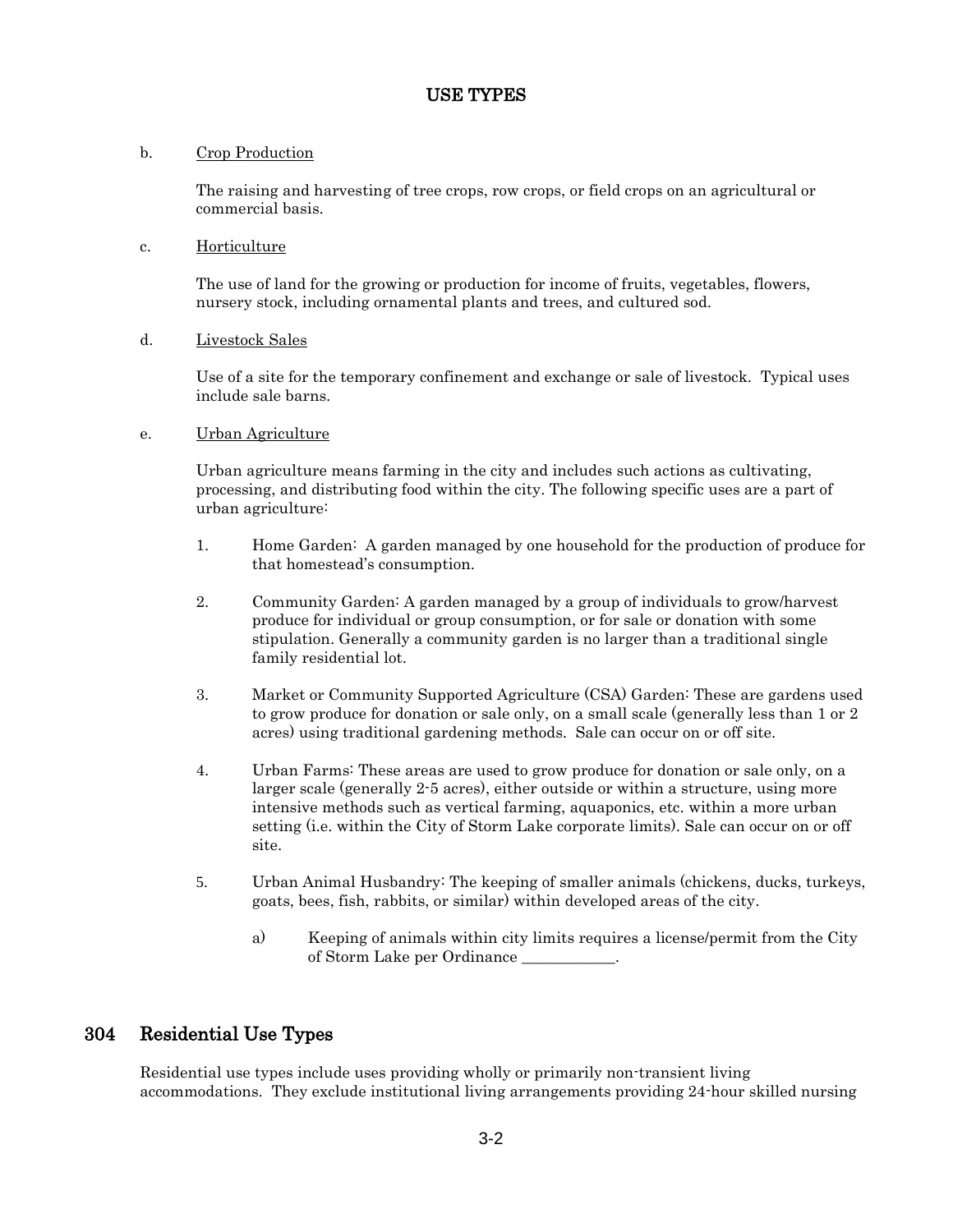b. Crop Production

The raising and harvesting of tree crops, row crops, or field crops on an agricultural or commercial basis.

c. Horticulture

The use of land for the growing or production for income of fruits, vegetables, flowers, nursery stock, including ornamental plants and trees, and cultured sod.

d. Livestock Sales

Use of a site for the temporary confinement and exchange or sale of livestock. Typical uses include sale barns.

e. Urban Agriculture

Urban agriculture means farming in the city and includes such actions as cultivating, processing, and distributing food within the city. The following specific uses are a part of urban agriculture:

1. Home Garden: A garden managed by one household for the production of produce for that homestead's consumption.

2. Community Garden: A garden managed by a group of individuals to grow/harvest produce for individual or group consumption, or for sale or donation with some stipulation. Generally a community garden is no larger than a traditional single family residential lot.

3. Market or Community Supported Agriculture (CSA) Garden: These are gardens used to grow produce for donation or sale only, on a small scale (generally less than 1 or 2 acres) using traditional gardening methods. Sale can occur on or off site.

4. Urban Farms: These areas are used to grow produce for donation or sale only, on a larger scale (generally 2-5 acres), either outside or within a structure, using more intensive methods such as vertical farming, aquaponics, etc. within a more urban setting (i.e. within the City of Storm Lake corporate limits). Sale can occur on or off site.

5. Urban Animal Husbandry: The keeping of smaller animals (chickens, ducks, turkeys, goats, bees, fish, rabbits, or similar) within developed areas of the city.

   a) Keeping of animals within city limits requires a license/permit from the City of Storm Lake per Ordinance ____________.

## 304 Residential Use Types

Residential use types include uses providing wholly or primarily non-transient living accommodations. They exclude institutional living arrangements providing 24-hour skilled nursing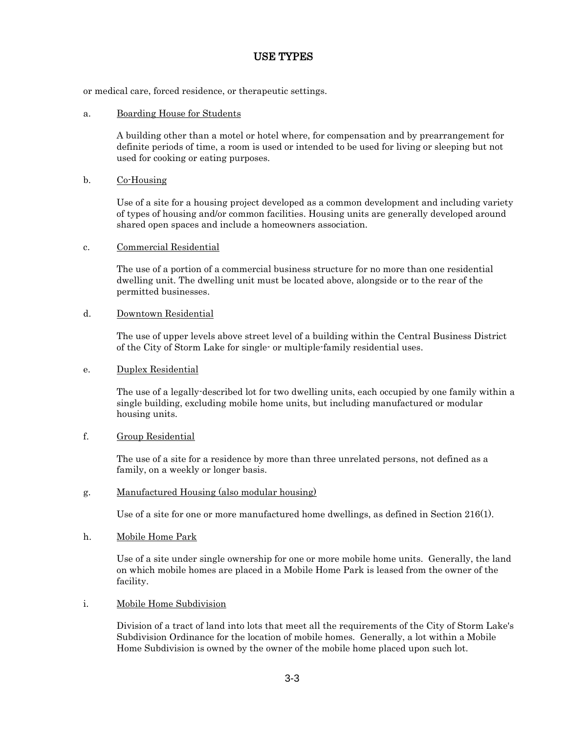## USE TYPES

or medical care, forced residence, or therapeutic settings.

a. Boarding House for Students

A building other than a motel or hotel where, for compensation and by prearrangement for definite periods of time, a room is used or intended to be used for living or sleeping but not used for cooking or eating purposes.

b. Co-Housing

Use of a site for a housing project developed as a common development and including variety of types of housing and/or common facilities. Housing units are generally developed around shared open spaces and include a homeowners association.

c. Commercial Residential

The use of a portion of a commercial business structure for no more than one residential dwelling unit. The dwelling unit must be located above, alongside or to the rear of the permitted businesses.

d. Downtown Residential

The use of upper levels above street level of a building within the Central Business District of the City of Storm Lake for single- or multiple-family residential uses.

e. Duplex Residential

The use of a legally-described lot for two dwelling units, each occupied by one family within a single building, excluding mobile home units, but including manufactured or modular housing units.

f. Group Residential

The use of a site for a residence by more than three unrelated persons, not defined as a family, on a weekly or longer basis.

g. Manufactured Housing (also modular housing)

Use of a site for one or more manufactured home dwellings, as defined in Section 216(1).

h. Mobile Home Park

Use of a site under single ownership for one or more mobile home units. Generally, the land on which mobile homes are placed in a Mobile Home Park is leased from the owner of the facility.

i. Mobile Home Subdivision

Division of a tract of land into lots that meet all the requirements of the City of Storm Lake's Subdivision Ordinance for the location of mobile homes. Generally, a lot within a Mobile Home Subdivision is owned by the owner of the mobile home placed upon such lot.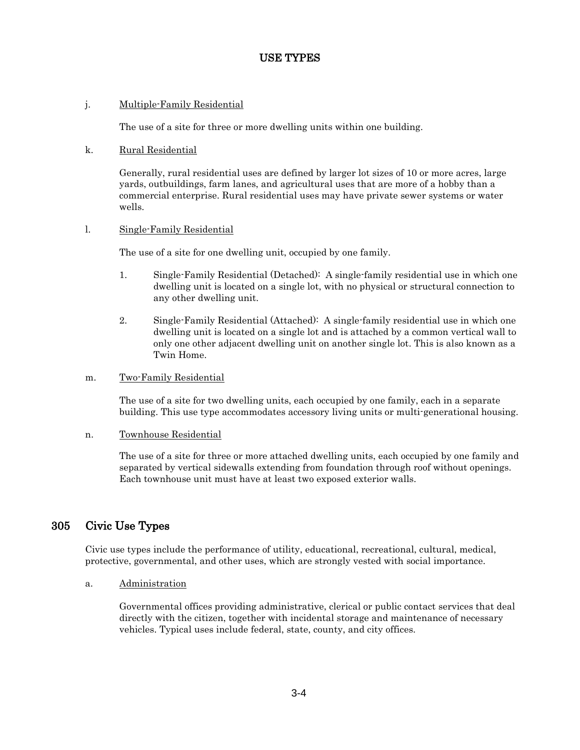j. Multiple-Family Residential

The use of a site for three or more dwelling units within one building.

k. Rural Residential

Generally, rural residential uses are defined by larger lot sizes of 10 or more acres, large yards, outbuildings, farm lanes, and agricultural uses that are more of a hobby than a commercial enterprise. Rural residential uses may have private sewer systems or water wells.

l. Single-Family Residential

The use of a site for one dwelling unit, occupied by one family.

1. Single-Family Residential (Detached): A single-family residential use in which one dwelling unit is located on a single lot, with no physical or structural connection to any other dwelling unit.

2. Single-Family Residential (Attached): A single-family residential use in which one dwelling unit is located on a single lot and is attached by a common vertical wall to only one other adjacent dwelling unit on another single lot. This is also known as a Twin Home.

m. Two-Family Residential

The use of a site for two dwelling units, each occupied by one family, each in a separate building. This use type accommodates accessory living units or multi-generational housing.

n. Townhouse Residential

The use of a site for three or more attached dwelling units, each occupied by one family and separated by vertical sidewalls extending from foundation through roof without openings. Each townhouse unit must have at least two exposed exterior walls.

## 305 Civic Use Types

Civic use types include the performance of utility, educational, recreational, cultural, medical, protective, governmental, and other uses, which are strongly vested with social importance.

a. Administration

Governmental offices providing administrative, clerical or public contact services that deal directly with the citizen, together with incidental storage and maintenance of necessary vehicles. Typical uses include federal, state, county, and city offices.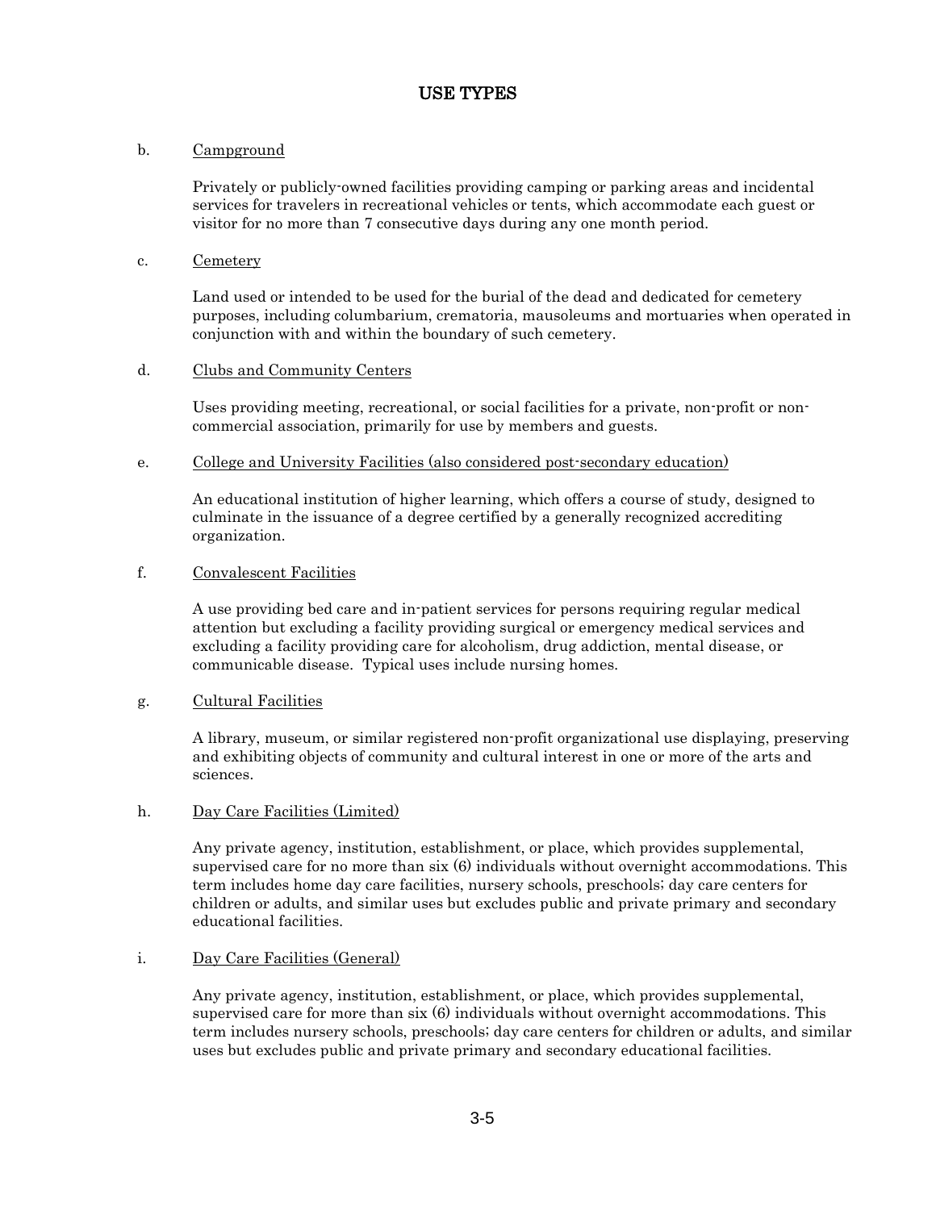## USE TYPES

b. Campground

Privately or publicly-owned facilities providing camping or parking areas and incidental services for travelers in recreational vehicles or tents, which accommodate each guest or visitor for no more than 7 consecutive days during any one month period.

c. Cemetery

Land used or intended to be used for the burial of the dead and dedicated for cemetery purposes, including columbarium, crematoria, mausoleums and mortuaries when operated in conjunction with and within the boundary of such cemetery.

d. Clubs and Community Centers

Uses providing meeting, recreational, or social facilities for a private, non-profit or non-commercial association, primarily for use by members and guests.

e. College and University Facilities (also considered post-secondary education)

An educational institution of higher learning, which offers a course of study, designed to culminate in the issuance of a degree certified by a generally recognized accrediting organization.

f. Convalescent Facilities

A use providing bed care and in-patient services for persons requiring regular medical attention but excluding a facility providing surgical or emergency medical services and excluding a facility providing care for alcoholism, drug addiction, mental disease, or communicable disease. Typical uses include nursing homes.

g. Cultural Facilities

A library, museum, or similar registered non-profit organizational use displaying, preserving and exhibiting objects of community and cultural interest in one or more of the arts and sciences.

h. Day Care Facilities (Limited)

Any private agency, institution, establishment, or place, which provides supplemental, supervised care for no more than six (6) individuals without overnight accommodations. This term includes home day care facilities, nursery schools, preschools; day care centers for children or adults, and similar uses but excludes public and private primary and secondary educational facilities.

i. Day Care Facilities (General)

Any private agency, institution, establishment, or place, which provides supplemental, supervised care for more than six (6) individuals without overnight accommodations. This term includes nursery schools, preschools; day care centers for children or adults, and similar uses but excludes public and private primary and secondary educational facilities.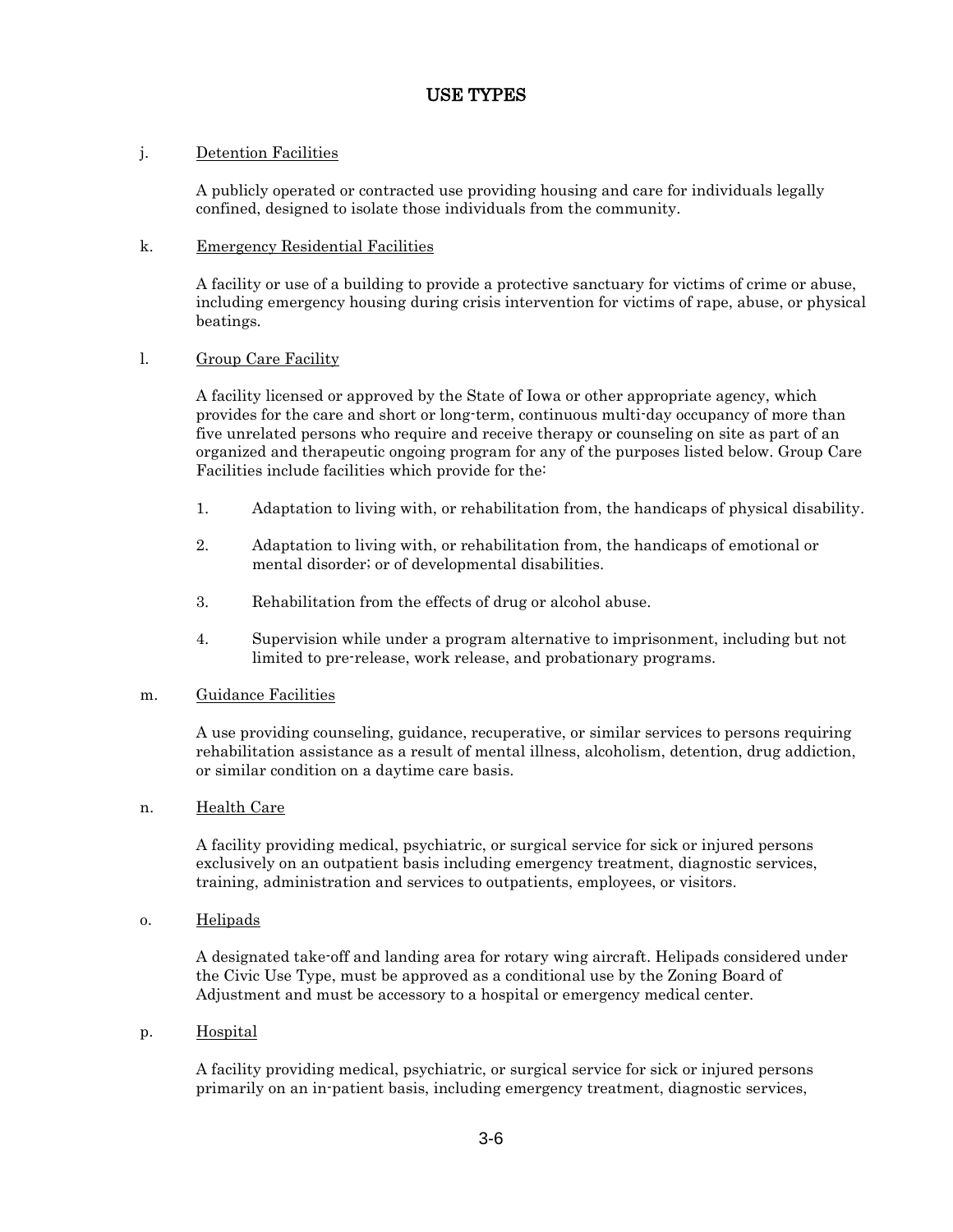# USE TYPES

j. Detention Facilities

A publicly operated or contracted use providing housing and care for individuals legally confined, designed to isolate those individuals from the community.

k. Emergency Residential Facilities

A facility or use of a building to provide a protective sanctuary for victims of crime or abuse, including emergency housing during crisis intervention for victims of rape, abuse, or physical beatings.

l. Group Care Facility

A facility licensed or approved by the State of Iowa or other appropriate agency, which provides for the care and short or long-term, continuous multi-day occupancy of more than five unrelated persons who require and receive therapy or counseling on site as part of an organized and therapeutic ongoing program for any of the purposes listed below. Group Care Facilities include facilities which provide for the:

1. Adaptation to living with, or rehabilitation from, the handicaps of physical disability.

2. Adaptation to living with, or rehabilitation from, the handicaps of emotional or mental disorder; or of developmental disabilities.

3. Rehabilitation from the effects of drug or alcohol abuse.

4. Supervision while under a program alternative to imprisonment, including but not limited to pre-release, work release, and probationary programs.

m. Guidance Facilities

A use providing counseling, guidance, recuperative, or similar services to persons requiring rehabilitation assistance as a result of mental illness, alcoholism, detention, drug addiction, or similar condition on a daytime care basis.

n. Health Care

A facility providing medical, psychiatric, or surgical service for sick or injured persons exclusively on an outpatient basis including emergency treatment, diagnostic services, training, administration and services to outpatients, employees, or visitors.

o. Helipads

A designated take-off and landing area for rotary wing aircraft. Helipads considered under the Civic Use Type, must be approved as a conditional use by the Zoning Board of Adjustment and must be accessory to a hospital or emergency medical center.

p. Hospital

A facility providing medical, psychiatric, or surgical service for sick or injured persons primarily on an in-patient basis, including emergency treatment, diagnostic services,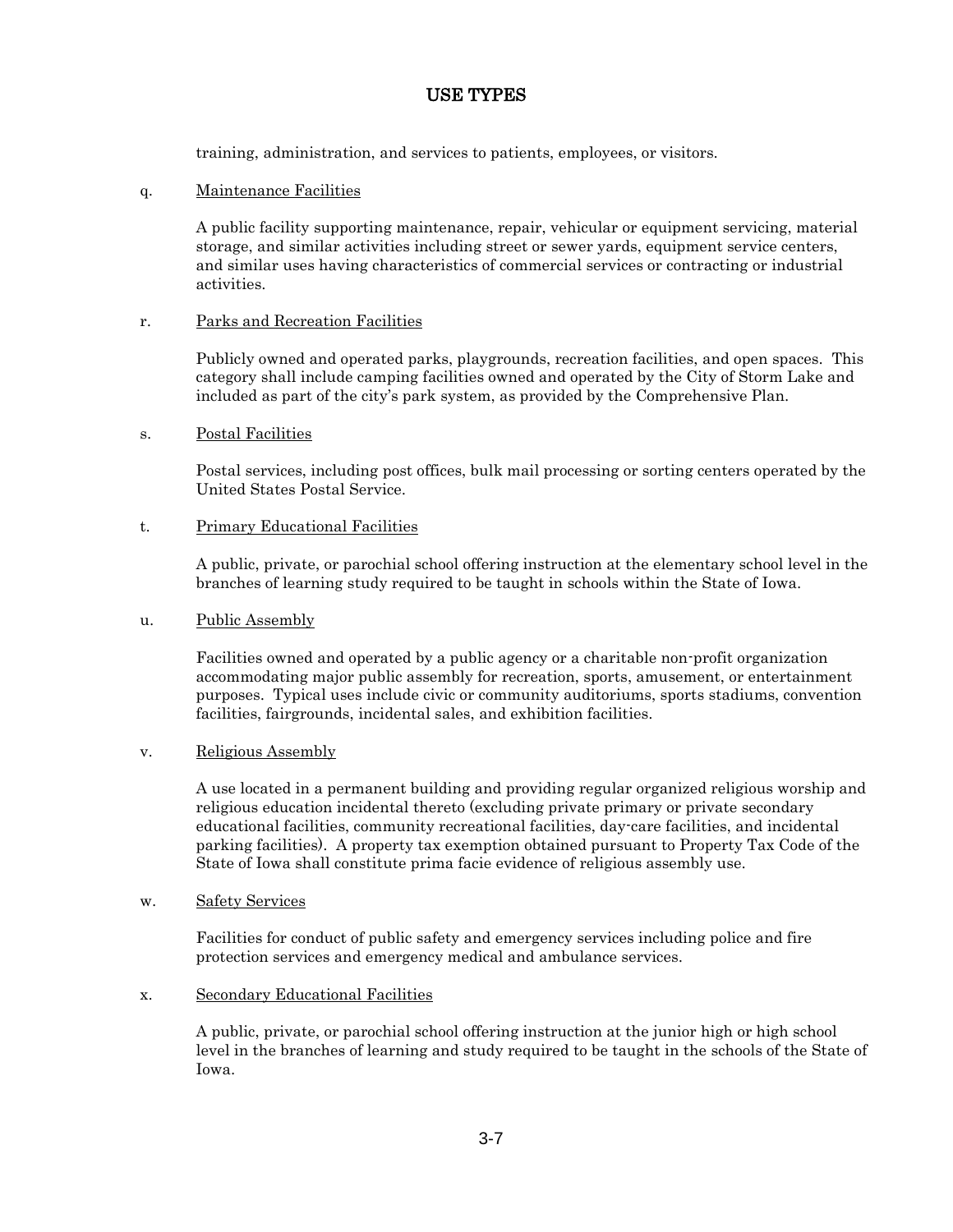training, administration, and services to patients, employees, or visitors.

q. Maintenance Facilities

A public facility supporting maintenance, repair, vehicular or equipment servicing, material storage, and similar activities including street or sewer yards, equipment service centers, and similar uses having characteristics of commercial services or contracting or industrial activities.

r. Parks and Recreation Facilities

Publicly owned and operated parks, playgrounds, recreation facilities, and open spaces. This category shall include camping facilities owned and operated by the City of Storm Lake and included as part of the city's park system, as provided by the Comprehensive Plan.

s. Postal Facilities

Postal services, including post offices, bulk mail processing or sorting centers operated by the United States Postal Service.

t. Primary Educational Facilities

A public, private, or parochial school offering instruction at the elementary school level in the branches of learning study required to be taught in schools within the State of Iowa.

u. Public Assembly

Facilities owned and operated by a public agency or a charitable non-profit organization accommodating major public assembly for recreation, sports, amusement, or entertainment purposes. Typical uses include civic or community auditoriums, sports stadiums, convention facilities, fairgrounds, incidental sales, and exhibition facilities.

v. Religious Assembly

A use located in a permanent building and providing regular organized religious worship and religious education incidental thereto (excluding private primary or private secondary educational facilities, community recreational facilities, day-care facilities, and incidental parking facilities). A property tax exemption obtained pursuant to Property Tax Code of the State of Iowa shall constitute prima facie evidence of religious assembly use.

w. Safety Services

Facilities for conduct of public safety and emergency services including police and fire protection services and emergency medical and ambulance services.

x. Secondary Educational Facilities

A public, private, or parochial school offering instruction at the junior high or high school level in the branches of learning and study required to be taught in the schools of the State of Iowa.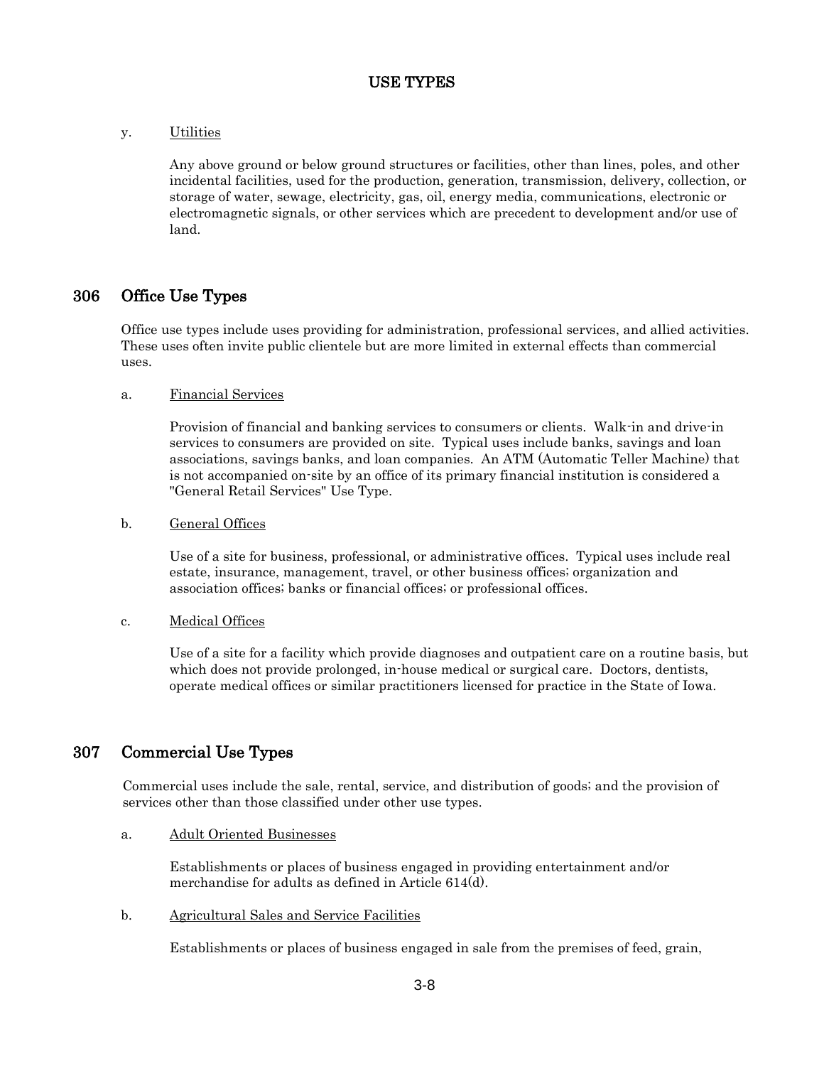y. Utilities

Any above ground or below ground structures or facilities, other than lines, poles, and other incidental facilities, used for the production, generation, transmission, delivery, collection, or storage of water, sewage, electricity, gas, oil, energy media, communications, electronic or electromagnetic signals, or other services which are precedent to development and/or use of land.

## 306 Office Use Types

Office use types include uses providing for administration, professional services, and allied activities. These uses often invite public clientele but are more limited in external effects than commercial uses.

a. Financial Services

Provision of financial and banking services to consumers or clients. Walk-in and drive-in services to consumers are provided on site. Typical uses include banks, savings and loan associations, savings banks, and loan companies. An ATM (Automatic Teller Machine) that is not accompanied on-site by an office of its primary financial institution is considered a "General Retail Services" Use Type.

b. General Offices

Use of a site for business, professional, or administrative offices. Typical uses include real estate, insurance, management, travel, or other business offices; organization and association offices; banks or financial offices; or professional offices.

c. Medical Offices

Use of a site for a facility which provide diagnoses and outpatient care on a routine basis, but which does not provide prolonged, in-house medical or surgical care. Doctors, dentists, operate medical offices or similar practitioners licensed for practice in the State of Iowa.

## 307 Commercial Use Types

Commercial uses include the sale, rental, service, and distribution of goods; and the provision of services other than those classified under other use types.

a. Adult Oriented Businesses

Establishments or places of business engaged in providing entertainment and/or merchandise for adults as defined in Article 614(d).

b. Agricultural Sales and Service Facilities

Establishments or places of business engaged in sale from the premises of feed, grain,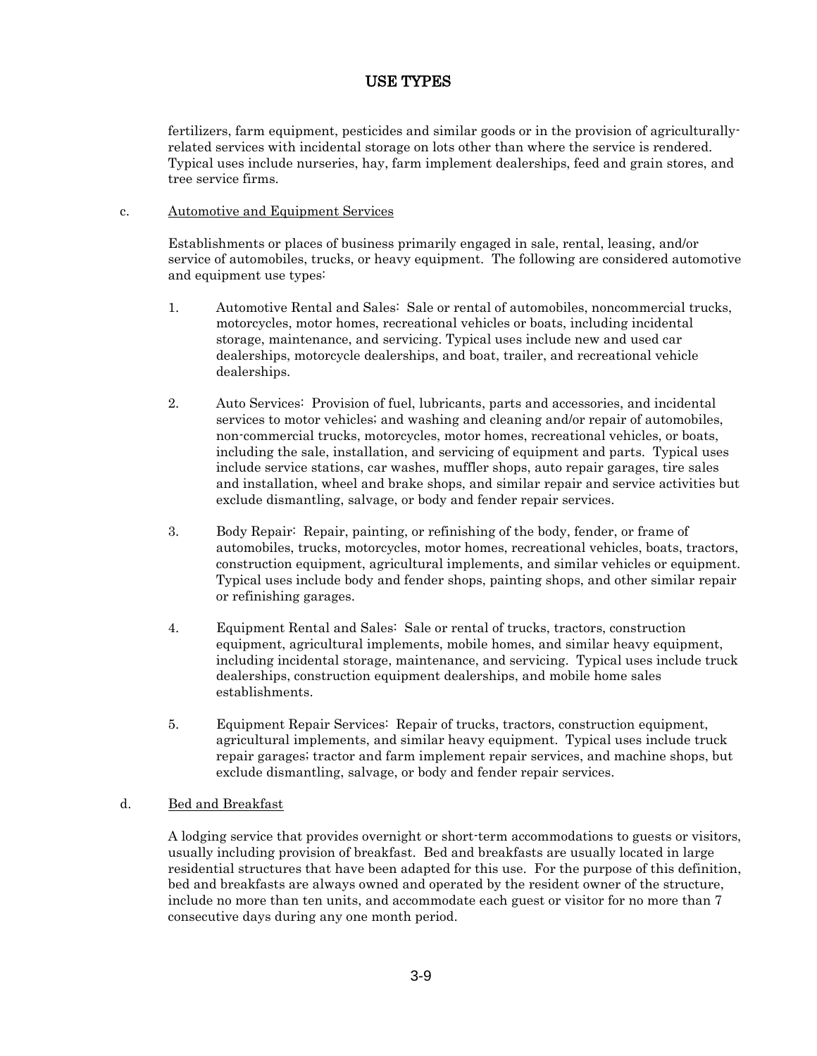fertilizers, farm equipment, pesticides and similar goods or in the provision of agriculturally-related services with incidental storage on lots other than where the service is rendered. Typical uses include nurseries, hay, farm implement dealerships, feed and grain stores, and tree service firms.

c. <u>Automotive and Equipment Services</u>

Establishments or places of business primarily engaged in sale, rental, leasing, and/or service of automobiles, trucks, or heavy equipment. The following are considered automotive and equipment use types:

1. Automotive Rental and Sales: Sale or rental of automobiles, noncommercial trucks, motorcycles, motor homes, recreational vehicles or boats, including incidental storage, maintenance, and servicing. Typical uses include new and used car dealerships, motorcycle dealerships, and boat, trailer, and recreational vehicle dealerships.

2. Auto Services: Provision of fuel, lubricants, parts and accessories, and incidental services to motor vehicles; and washing and cleaning and/or repair of automobiles, non-commercial trucks, motorcycles, motor homes, recreational vehicles, or boats, including the sale, installation, and servicing of equipment and parts. Typical uses include service stations, car washes, muffler shops, auto repair garages, tire sales and installation, wheel and brake shops, and similar repair and service activities but exclude dismantling, salvage, or body and fender repair services.

3. Body Repair: Repair, painting, or refinishing of the body, fender, or frame of automobiles, trucks, motorcycles, motor homes, recreational vehicles, boats, tractors, construction equipment, agricultural implements, and similar vehicles or equipment. Typical uses include body and fender shops, painting shops, and other similar repair or refinishing garages.

4. Equipment Rental and Sales: Sale or rental of trucks, tractors, construction equipment, agricultural implements, mobile homes, and similar heavy equipment, including incidental storage, maintenance, and servicing. Typical uses include truck dealerships, construction equipment dealerships, and mobile home sales establishments.

5. Equipment Repair Services: Repair of trucks, tractors, construction equipment, agricultural implements, and similar heavy equipment. Typical uses include truck repair garages; tractor and farm implement repair services, and machine shops, but exclude dismantling, salvage, or body and fender repair services.

d. <u>Bed and Breakfast</u>

A lodging service that provides overnight or short-term accommodations to guests or visitors, usually including provision of breakfast. Bed and breakfasts are usually located in large residential structures that have been adapted for this use. For the purpose of this definition, bed and breakfasts are always owned and operated by the resident owner of the structure, include no more than ten units, and accommodate each guest or visitor for no more than 7 consecutive days during any one month period.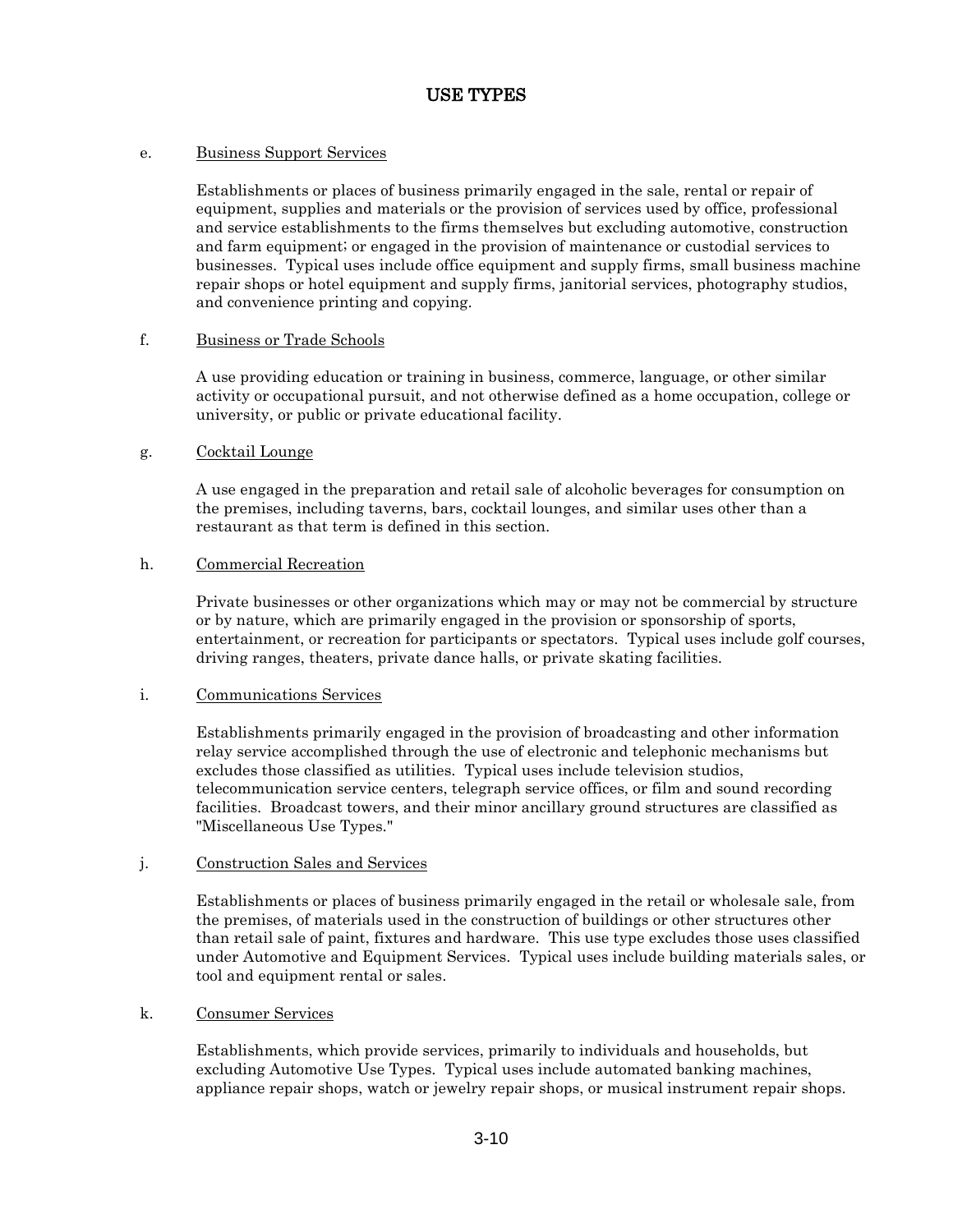## USE TYPES

e. <u>Business Support Services</u>

Establishments or places of business primarily engaged in the sale, rental or repair of equipment, supplies and materials or the provision of services used by office, professional and service establishments to the firms themselves but excluding automotive, construction and farm equipment; or engaged in the provision of maintenance or custodial services to businesses. Typical uses include office equipment and supply firms, small business machine repair shops or hotel equipment and supply firms, janitorial services, photography studios, and convenience printing and copying.

f. <u>Business or Trade Schools</u>

A use providing education or training in business, commerce, language, or other similar activity or occupational pursuit, and not otherwise defined as a home occupation, college or university, or public or private educational facility.

g. <u>Cocktail Lounge</u>

A use engaged in the preparation and retail sale of alcoholic beverages for consumption on the premises, including taverns, bars, cocktail lounges, and similar uses other than a restaurant as that term is defined in this section.

h. <u>Commercial Recreation</u>

Private businesses or other organizations which may or may not be commercial by structure or by nature, which are primarily engaged in the provision or sponsorship of sports, entertainment, or recreation for participants or spectators. Typical uses include golf courses, driving ranges, theaters, private dance halls, or private skating facilities.

i. <u>Communications Services</u>

Establishments primarily engaged in the provision of broadcasting and other information relay service accomplished through the use of electronic and telephonic mechanisms but excludes those classified as utilities. Typical uses include television studios, telecommunication service centers, telegraph service offices, or film and sound recording facilities. Broadcast towers, and their minor ancillary ground structures are classified as "Miscellaneous Use Types."

j. <u>Construction Sales and Services</u>

Establishments or places of business primarily engaged in the retail or wholesale sale, from the premises, of materials used in the construction of buildings or other structures other than retail sale of paint, fixtures and hardware. This use type excludes those uses classified under Automotive and Equipment Services. Typical uses include building materials sales, or tool and equipment rental or sales.

k. <u>Consumer Services</u>

Establishments, which provide services, primarily to individuals and households, but excluding Automotive Use Types. Typical uses include automated banking machines, appliance repair shops, watch or jewelry repair shops, or musical instrument repair shops.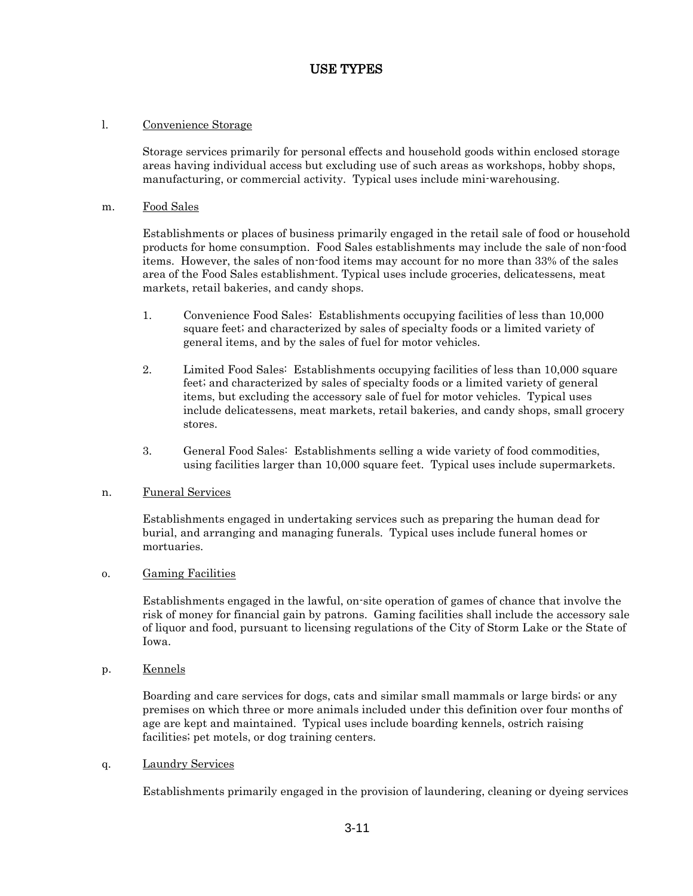# USE TYPES

l. <u>Convenience Storage</u>

Storage services primarily for personal effects and household goods within enclosed storage areas having individual access but excluding use of such areas as workshops, hobby shops, manufacturing, or commercial activity. Typical uses include mini-warehousing.

m. <u>Food Sales</u>

Establishments or places of business primarily engaged in the retail sale of food or household products for home consumption. Food Sales establishments may include the sale of non-food items. However, the sales of non-food items may account for no more than 33% of the sales area of the Food Sales establishment. Typical uses include groceries, delicatessens, meat markets, retail bakeries, and candy shops.

1. Convenience Food Sales: Establishments occupying facilities of less than 10,000 square feet; and characterized by sales of specialty foods or a limited variety of general items, and by the sales of fuel for motor vehicles.

2. Limited Food Sales: Establishments occupying facilities of less than 10,000 square feet; and characterized by sales of specialty foods or a limited variety of general items, but excluding the accessory sale of fuel for motor vehicles. Typical uses include delicatessens, meat markets, retail bakeries, and candy shops, small grocery stores.

3. General Food Sales: Establishments selling a wide variety of food commodities, using facilities larger than 10,000 square feet. Typical uses include supermarkets.

n. <u>Funeral Services</u>

Establishments engaged in undertaking services such as preparing the human dead for burial, and arranging and managing funerals. Typical uses include funeral homes or mortuaries.

o. <u>Gaming Facilities</u>

Establishments engaged in the lawful, on-site operation of games of chance that involve the risk of money for financial gain by patrons. Gaming facilities shall include the accessory sale of liquor and food, pursuant to licensing regulations of the City of Storm Lake or the State of Iowa.

p. <u>Kennels</u>

Boarding and care services for dogs, cats and similar small mammals or large birds; or any premises on which three or more animals included under this definition over four months of age are kept and maintained. Typical uses include boarding kennels, ostrich raising facilities; pet motels, or dog training centers.

q. <u>Laundry Services</u>

Establishments primarily engaged in the provision of laundering, cleaning or dyeing services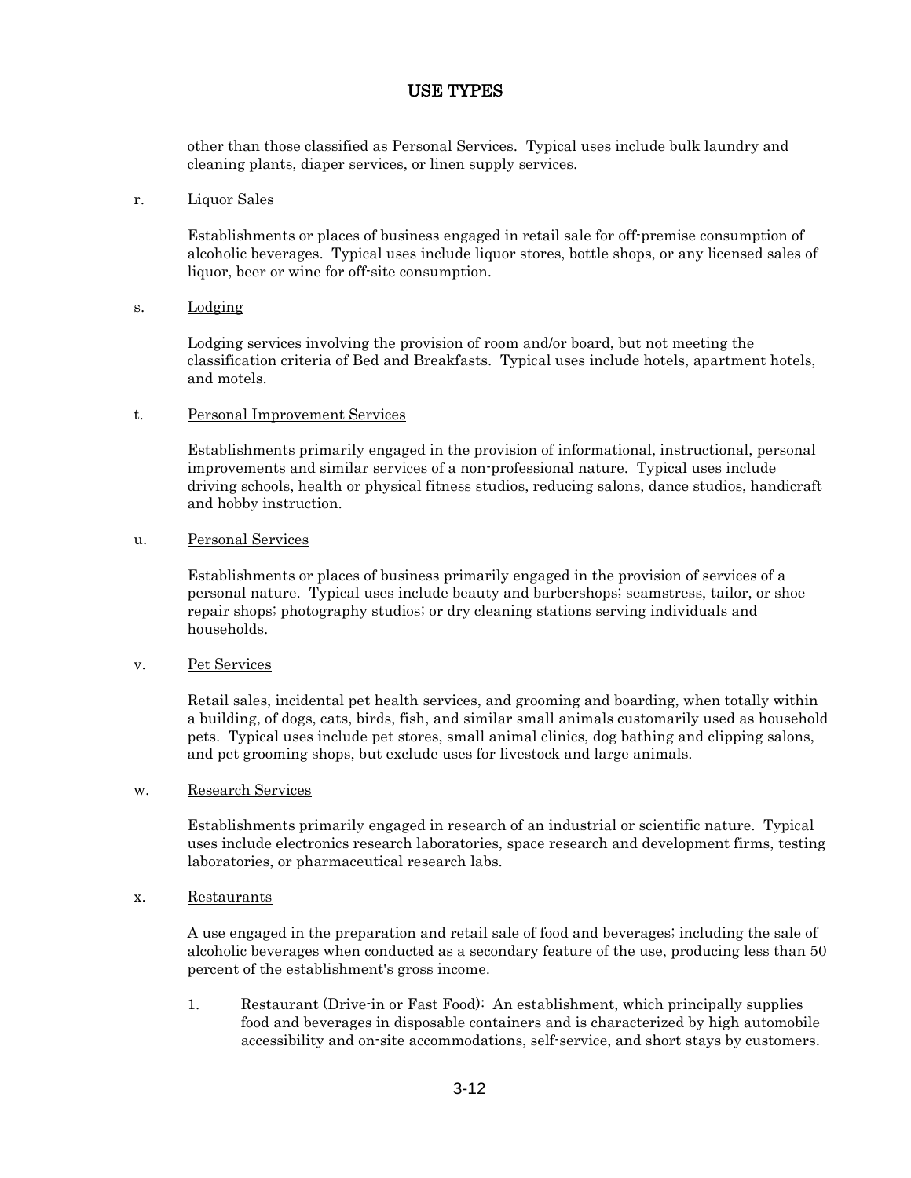other than those classified as Personal Services. Typical uses include bulk laundry and cleaning plants, diaper services, or linen supply services.

r. <u>Liquor Sales</u>

Establishments or places of business engaged in retail sale for off-premise consumption of alcoholic beverages. Typical uses include liquor stores, bottle shops, or any licensed sales of liquor, beer or wine for off-site consumption.

s. <u>Lodging</u>

Lodging services involving the provision of room and/or board, but not meeting the classification criteria of Bed and Breakfasts. Typical uses include hotels, apartment hotels, and motels.

t. <u>Personal Improvement Services</u>

Establishments primarily engaged in the provision of informational, instructional, personal improvements and similar services of a non-professional nature. Typical uses include driving schools, health or physical fitness studios, reducing salons, dance studios, handicraft and hobby instruction.

u. <u>Personal Services</u>

Establishments or places of business primarily engaged in the provision of services of a personal nature. Typical uses include beauty and barbershops; seamstress, tailor, or shoe repair shops; photography studios; or dry cleaning stations serving individuals and households.

v. <u>Pet Services</u>

Retail sales, incidental pet health services, and grooming and boarding, when totally within a building, of dogs, cats, birds, fish, and similar small animals customarily used as household pets. Typical uses include pet stores, small animal clinics, dog bathing and clipping salons, and pet grooming shops, but exclude uses for livestock and large animals.

w. <u>Research Services</u>

Establishments primarily engaged in research of an industrial or scientific nature. Typical uses include electronics research laboratories, space research and development firms, testing laboratories, or pharmaceutical research labs.

x. <u>Restaurants</u>

A use engaged in the preparation and retail sale of food and beverages; including the sale of alcoholic beverages when conducted as a secondary feature of the use, producing less than 50 percent of the establishment's gross income.

1. Restaurant (Drive-in or Fast Food): An establishment, which principally supplies food and beverages in disposable containers and is characterized by high automobile accessibility and on-site accommodations, self-service, and short stays by customers.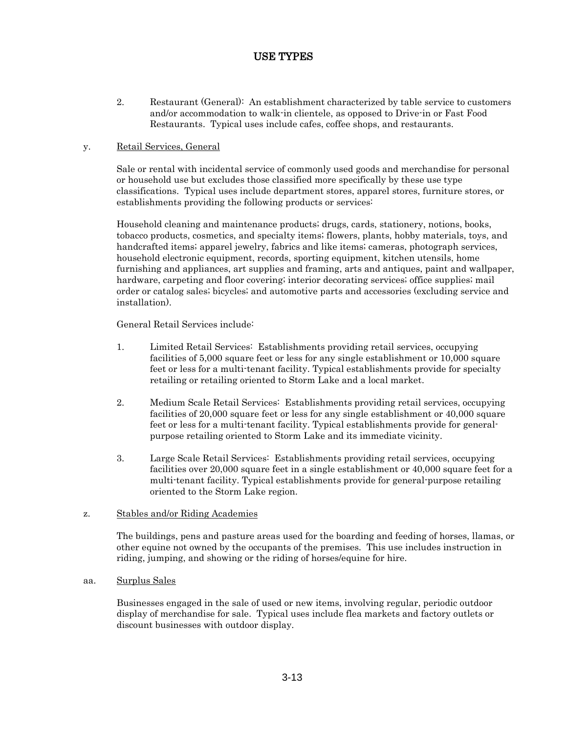2. Restaurant (General): An establishment characterized by table service to customers and/or accommodation to walk-in clientele, as opposed to Drive-in or Fast Food Restaurants. Typical uses include cafes, coffee shops, and restaurants.

y. <u>Retail Services, General</u>

Sale or rental with incidental service of commonly used goods and merchandise for personal or household use but excludes those classified more specifically by these use type classifications. Typical uses include department stores, apparel stores, furniture stores, or establishments providing the following products or services:

Household cleaning and maintenance products; drugs, cards, stationery, notions, books, tobacco products, cosmetics, and specialty items; flowers, plants, hobby materials, toys, and handcrafted items; apparel jewelry, fabrics and like items; cameras, photograph services, household electronic equipment, records, sporting equipment, kitchen utensils, home furnishing and appliances, art supplies and framing, arts and antiques, paint and wallpaper, hardware, carpeting and floor covering; interior decorating services; office supplies; mail order or catalog sales; bicycles; and automotive parts and accessories (excluding service and installation).

General Retail Services include:

1. Limited Retail Services: Establishments providing retail services, occupying facilities of 5,000 square feet or less for any single establishment or 10,000 square feet or less for a multi-tenant facility. Typical establishments provide for specialty retailing or retailing oriented to Storm Lake and a local market.

2. Medium Scale Retail Services: Establishments providing retail services, occupying facilities of 20,000 square feet or less for any single establishment or 40,000 square feet or less for a multi-tenant facility. Typical establishments provide for general-purpose retailing oriented to Storm Lake and its immediate vicinity.

3. Large Scale Retail Services: Establishments providing retail services, occupying facilities over 20,000 square feet in a single establishment or 40,000 square feet for a multi-tenant facility. Typical establishments provide for general-purpose retailing oriented to the Storm Lake region.

z. <u>Stables and/or Riding Academies</u>

The buildings, pens and pasture areas used for the boarding and feeding of horses, llamas, or other equine not owned by the occupants of the premises. This use includes instruction in riding, jumping, and showing or the riding of horses/equine for hire.

aa. <u>Surplus Sales</u>

Businesses engaged in the sale of used or new items, involving regular, periodic outdoor display of merchandise for sale. Typical uses include flea markets and factory outlets or discount businesses with outdoor display.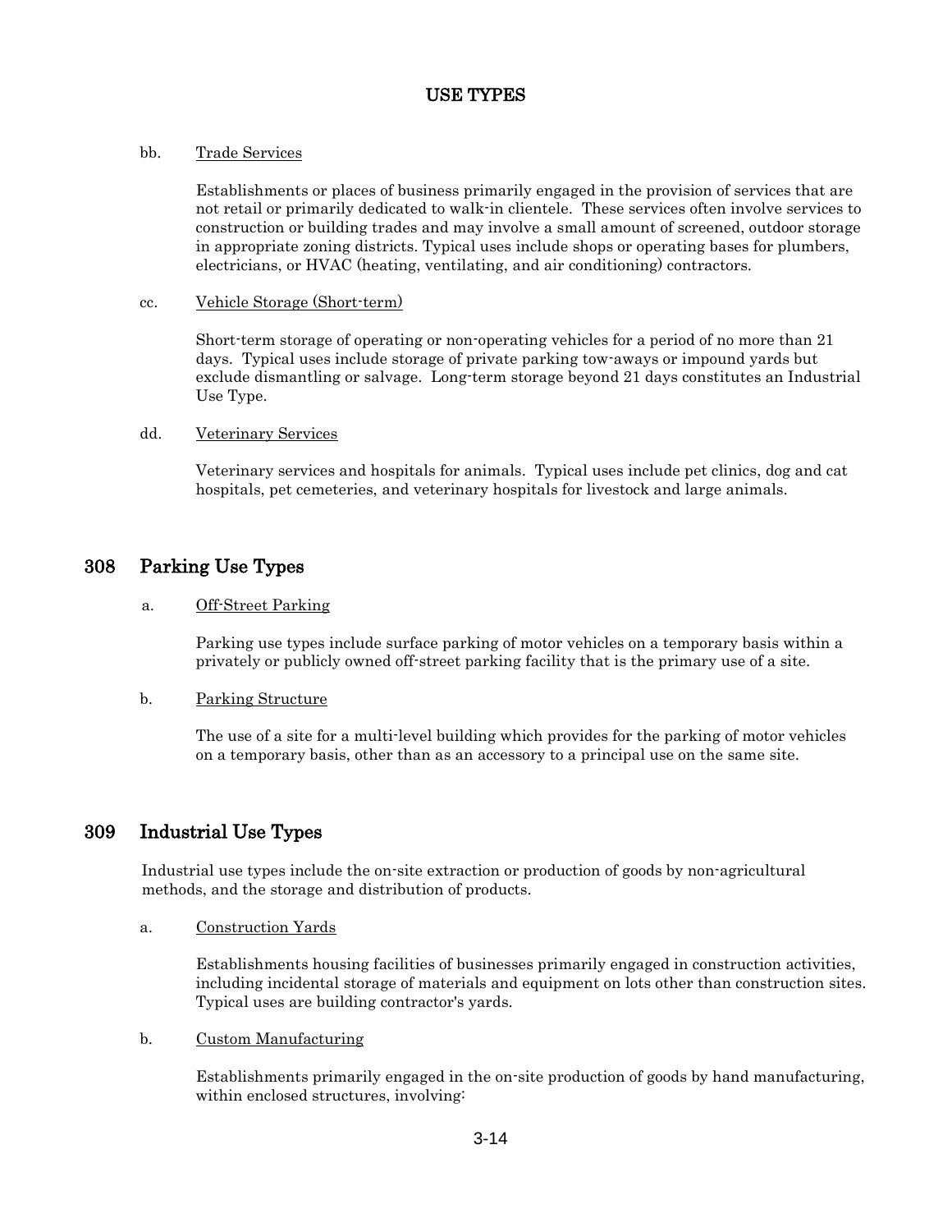# USE TYPES

bb. Trade Services

Establishments or places of business primarily engaged in the provision of services that are not retail or primarily dedicated to walk-in clientele. These services often involve services to construction or building trades and may involve a small amount of screened, outdoor storage in appropriate zoning districts. Typical uses include shops or operating bases for plumbers, electricians, or HVAC (heating, ventilating, and air conditioning) contractors.

cc. Vehicle Storage (Short-term)

Short-term storage of operating or non-operating vehicles for a period of no more than 21 days. Typical uses include storage of private parking tow-aways or impound yards but exclude dismantling or salvage. Long-term storage beyond 21 days constitutes an Industrial Use Type.

dd. Veterinary Services

Veterinary services and hospitals for animals. Typical uses include pet clinics, dog and cat hospitals, pet cemeteries, and veterinary hospitals for livestock and large animals.

## 308 Parking Use Types

a. Off-Street Parking

Parking use types include surface parking of motor vehicles on a temporary basis within a privately or publicly owned off-street parking facility that is the primary use of a site.

b. Parking Structure

The use of a site for a multi-level building which provides for the parking of motor vehicles on a temporary basis, other than as an accessory to a principal use on the same site.

## 309 Industrial Use Types

Industrial use types include the on-site extraction or production of goods by non-agricultural methods, and the storage and distribution of products.

a. Construction Yards

Establishments housing facilities of businesses primarily engaged in construction activities, including incidental storage of materials and equipment on lots other than construction sites. Typical uses are building contractor's yards.

b. Custom Manufacturing

Establishments primarily engaged in the on-site production of goods by hand manufacturing, within enclosed structures, involving: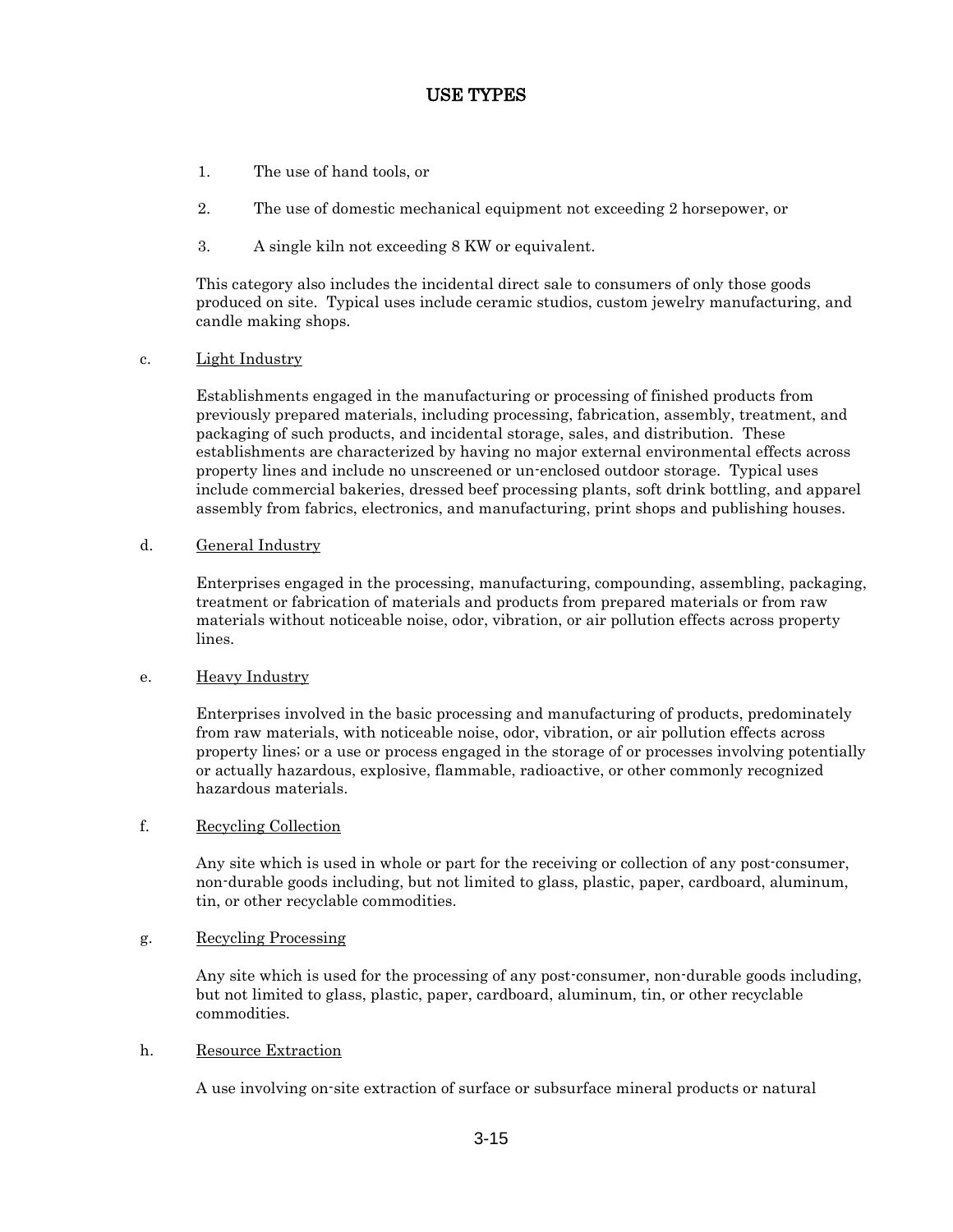# USE TYPES

1. The use of hand tools, or
2. The use of domestic mechanical equipment not exceeding 2 horsepower, or
3. A single kiln not exceeding 8 KW or equivalent.

This category also includes the incidental direct sale to consumers of only those goods produced on site. Typical uses include ceramic studios, custom jewelry manufacturing, and candle making shops.

c. Light Industry

Establishments engaged in the manufacturing or processing of finished products from previously prepared materials, including processing, fabrication, assembly, treatment, and packaging of such products, and incidental storage, sales, and distribution. These establishments are characterized by having no major external environmental effects across property lines and include no unscreened or un-enclosed outdoor storage. Typical uses include commercial bakeries, dressed beef processing plants, soft drink bottling, and apparel assembly from fabrics, electronics, and manufacturing, print shops and publishing houses.

d. General Industry

Enterprises engaged in the processing, manufacturing, compounding, assembling, packaging, treatment or fabrication of materials and products from prepared materials or from raw materials without noticeable noise, odor, vibration, or air pollution effects across property lines.

e. Heavy Industry

Enterprises involved in the basic processing and manufacturing of products, predominately from raw materials, with noticeable noise, odor, vibration, or air pollution effects across property lines; or a use or process engaged in the storage of or processes involving potentially or actually hazardous, explosive, flammable, radioactive, or other commonly recognized hazardous materials.

f. Recycling Collection

Any site which is used in whole or part for the receiving or collection of any post-consumer, non-durable goods including, but not limited to glass, plastic, paper, cardboard, aluminum, tin, or other recyclable commodities.

g. Recycling Processing

Any site which is used for the processing of any post-consumer, non-durable goods including, but not limited to glass, plastic, paper, cardboard, aluminum, tin, or other recyclable commodities.

h. Resource Extraction

A use involving on-site extraction of surface or subsurface mineral products or natural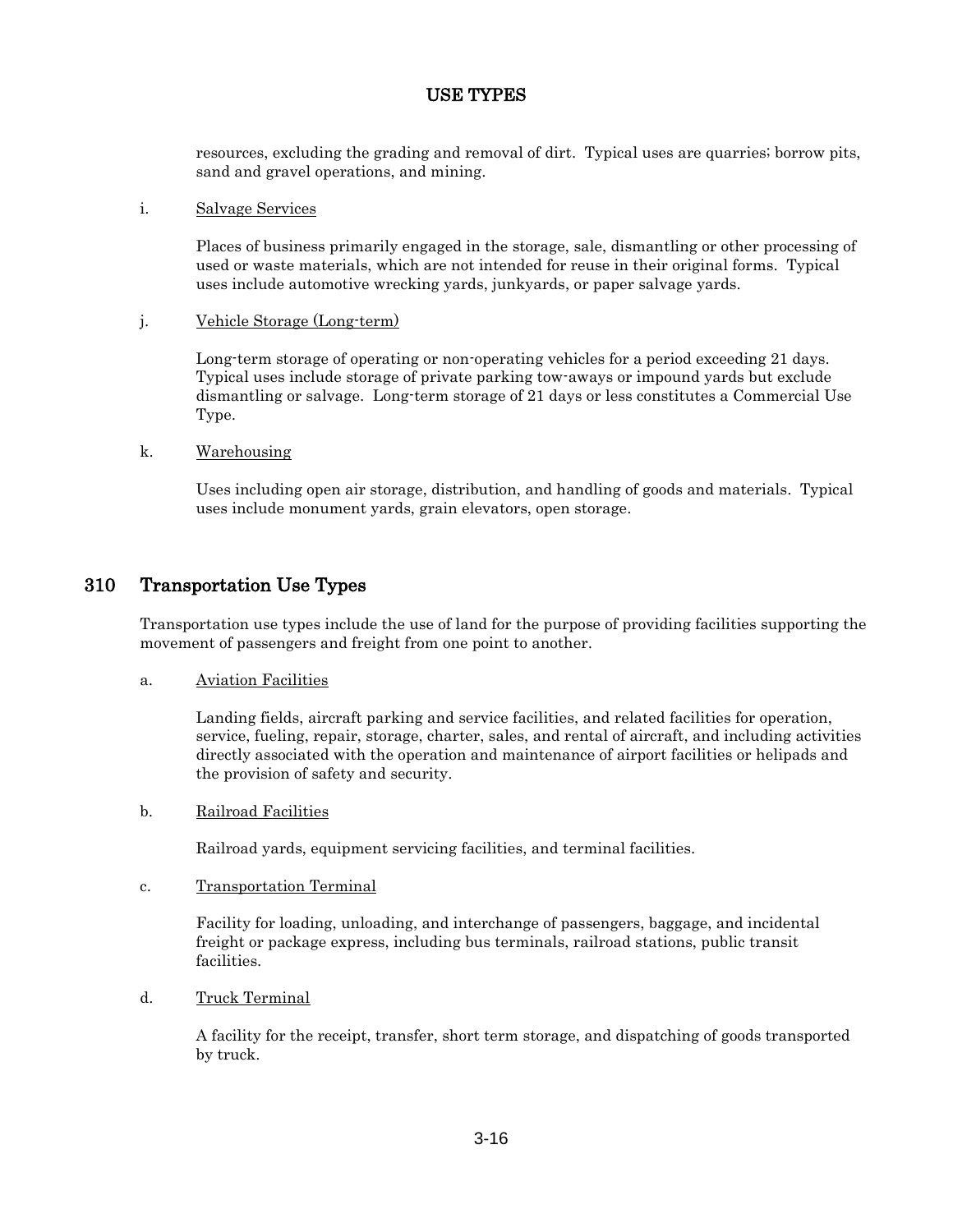resources, excluding the grading and removal of dirt. Typical uses are quarries; borrow pits, sand and gravel operations, and mining.

i. Salvage Services

Places of business primarily engaged in the storage, sale, dismantling or other processing of used or waste materials, which are not intended for reuse in their original forms. Typical uses include automotive wrecking yards, junkyards, or paper salvage yards.

j. Vehicle Storage (Long-term)

Long-term storage of operating or non-operating vehicles for a period exceeding 21 days. Typical uses include storage of private parking tow-aways or impound yards but exclude dismantling or salvage. Long-term storage of 21 days or less constitutes a Commercial Use Type.

k. Warehousing

Uses including open air storage, distribution, and handling of goods and materials. Typical uses include monument yards, grain elevators, open storage.

## 310 Transportation Use Types

Transportation use types include the use of land for the purpose of providing facilities supporting the movement of passengers and freight from one point to another.

a. Aviation Facilities

Landing fields, aircraft parking and service facilities, and related facilities for operation, service, fueling, repair, storage, charter, sales, and rental of aircraft, and including activities directly associated with the operation and maintenance of airport facilities or helipads and the provision of safety and security.

b. Railroad Facilities

Railroad yards, equipment servicing facilities, and terminal facilities.

c. Transportation Terminal

Facility for loading, unloading, and interchange of passengers, baggage, and incidental freight or package express, including bus terminals, railroad stations, public transit facilities.

d. Truck Terminal

A facility for the receipt, transfer, short term storage, and dispatching of goods transported by truck.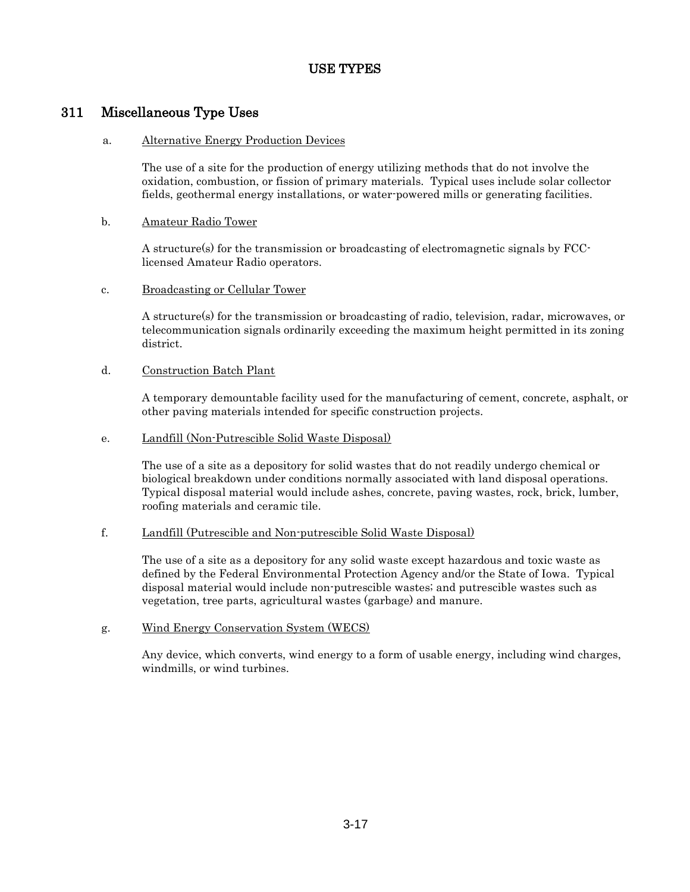# USE TYPES

## 311 Miscellaneous Type Uses

a. Alternative Energy Production Devices

The use of a site for the production of energy utilizing methods that do not involve the oxidation, combustion, or fission of primary materials. Typical uses include solar collector fields, geothermal energy installations, or water-powered mills or generating facilities.

b. Amateur Radio Tower

A structure(s) for the transmission or broadcasting of electromagnetic signals by FCC-licensed Amateur Radio operators.

c. Broadcasting or Cellular Tower

A structure(s) for the transmission or broadcasting of radio, television, radar, microwaves, or telecommunication signals ordinarily exceeding the maximum height permitted in its zoning district.

d. Construction Batch Plant

A temporary demountable facility used for the manufacturing of cement, concrete, asphalt, or other paving materials intended for specific construction projects.

e. Landfill (Non-Putrescible Solid Waste Disposal)

The use of a site as a depository for solid wastes that do not readily undergo chemical or biological breakdown under conditions normally associated with land disposal operations. Typical disposal material would include ashes, concrete, paving wastes, rock, brick, lumber, roofing materials and ceramic tile.

f. Landfill (Putrescible and Non-putrescible Solid Waste Disposal)

The use of a site as a depository for any solid waste except hazardous and toxic waste as defined by the Federal Environmental Protection Agency and/or the State of Iowa. Typical disposal material would include non-putrescible wastes; and putrescible wastes such as vegetation, tree parts, agricultural wastes (garbage) and manure.

g. Wind Energy Conservation System (WECS)

Any device, which converts, wind energy to a form of usable energy, including wind charges, windmills, or wind turbines.